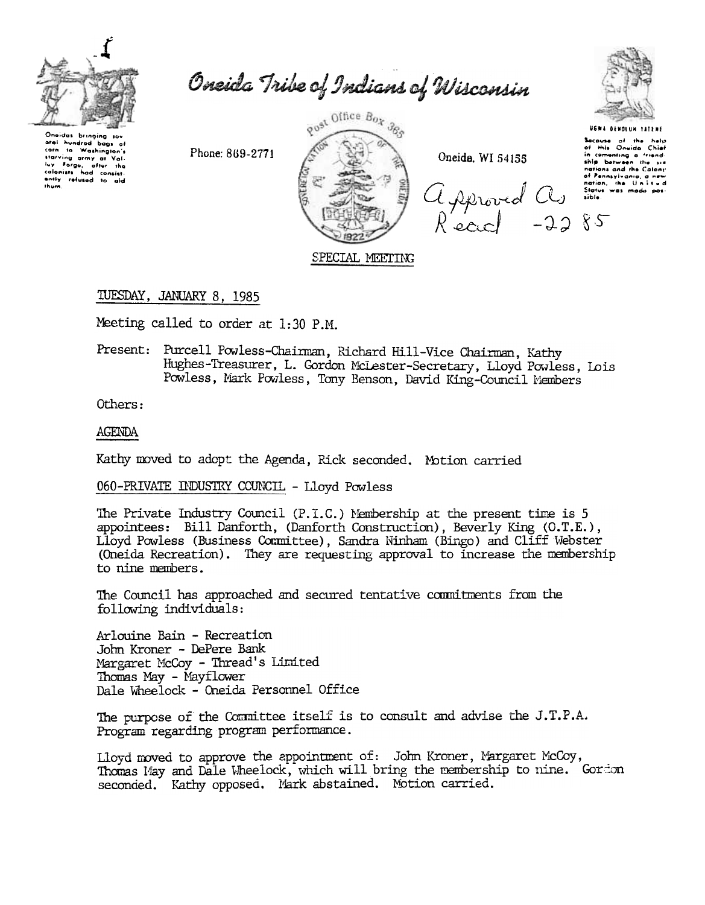# Oneida Tribe of Indians of Wisconsin

Oneidas bringing several hundred bags of corn to Washington's starving army at Valley Forge, after the colonists had consistently refused to aid them.

Phone: 869-2771

Post Office Box 365

Oneida, WI 54155

UGWA DEHOLUN YATEHE

Because of the help of this Oneida Chief in cementing a friendship between the six nations and the Colony of Pennsylvania, a new nation, the United States was made possible.

Approved As Read -22 85

## SPECIAL MEETING

TUESDAY, JANUARY 8, 1985

Meeting called to order at 1:30 P.M.

Present: Purcell Powless-Chairman, Richard Hill-Vice Chairman, Kathy Hughes-Treasurer, L. Gordon McLester-Secretary, Lloyd Powless, Lois Powless, Mark Powless, Tony Benson, David King-Council Members

Others:

AGENDA

Kathy moved to adopt the Agenda, Rick seconded. Motion carried

060-PRIVATE INDUSTRY COUNCIL - Lloyd Powless

The Private Industry Council (P.I.C.) Membership at the present time is 5 appointees: Bill Danforth, (Danforth Construction), Beverly King (O.T.E.), Lloyd Powless (Business Committee), Sandra Ninham (Bingo) and Cliff Webster (Oneida Recreation). They are requesting approval to increase the membership to nine members.

The Council has approached and secured tentative commitments from the following individuals:

Arlouine Bain - Recreation
John Kroner - DePere Bank
Margaret McCoy - Thread's Limited
Thomas May - Mayflower
Dale Wheelock - Oneida Personnel Office

The purpose of the Committee itself is to consult and advise the J.T.P.A. Program regarding program performance.

Lloyd moved to approve the appointment of: John Kroner, Margaret McCoy, Thomas May and Dale Wheelock, which will bring the membership to nine. Gordon seconded. Kathy opposed. Mark abstained. Motion carried.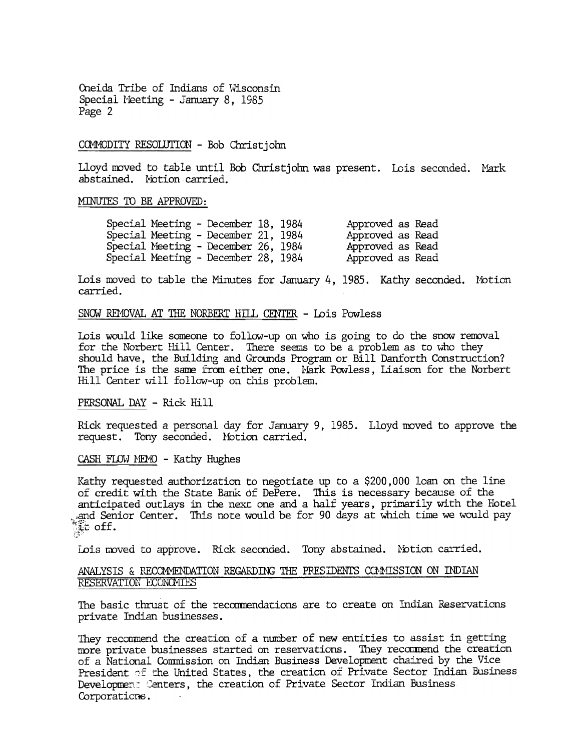Oneida Tribe of Indians of Wisconsin
Special Meeting - January 8, 1985
Page 2

COMMODITY RESOLUTION - Bob Christjohn

Lloyd moved to table until Bob Christjohn was present. Lois seconded. Mark abstained. Motion carried.

MINUTES TO BE APPROVED:

| | |
|---|---|
| Special Meeting - December 18, 1984 | Approved as Read |
| Special Meeting - December 21, 1984 | Approved as Read |
| Special Meeting - December 26, 1984 | Approved as Read |
| Special Meeting - December 28, 1984 | Approved as Read |

Lois moved to table the Minutes for January 4, 1985. Kathy seconded. Motion carried.

SNOW REMOVAL AT THE NORBERT HILL CENTER - Lois Powless

Lois would like someone to follow-up on who is going to do the snow removal for the Norbert Hill Center. There seems to be a problem as to who they should have, the Building and Grounds Program or Bill Danforth Construction? The price is the same from either one. Mark Powless, Liaison for the Norbert Hill Center will follow-up on this problem.

PERSONAL DAY - Rick Hill

Rick requested a personal day for January 9, 1985. Lloyd moved to approve the request. Tony seconded. Motion carried.

CASH FLOW MEMO - Kathy Hughes

Kathy requested authorization to negotiate up to a $200,000 loan on the line of credit with the State Bank of DePere. This is necessary because of the anticipated outlays in the next one and a half years, primarily with the Hotel and Senior Center. This note would be for 90 days at which time we would pay it off.

Lois moved to approve. Rick seconded. Tony abstained. Motion carried.

ANALYSIS & RECOMMENDATION REGARDING THE PRESIDENTS COMMISSION ON INDIAN RESERVATION ECONOMIES

The basic thrust of the recommendations are to create on Indian Reservations private Indian businesses.

They recommend the creation of a number of new entities to assist in getting more private businesses started on reservations. They recommend the creation of a National Commission on Indian Business Development chaired by the Vice President of the United States, the creation of Private Sector Indian Business Development Centers, the creation of Private Sector Indian Business Corporations.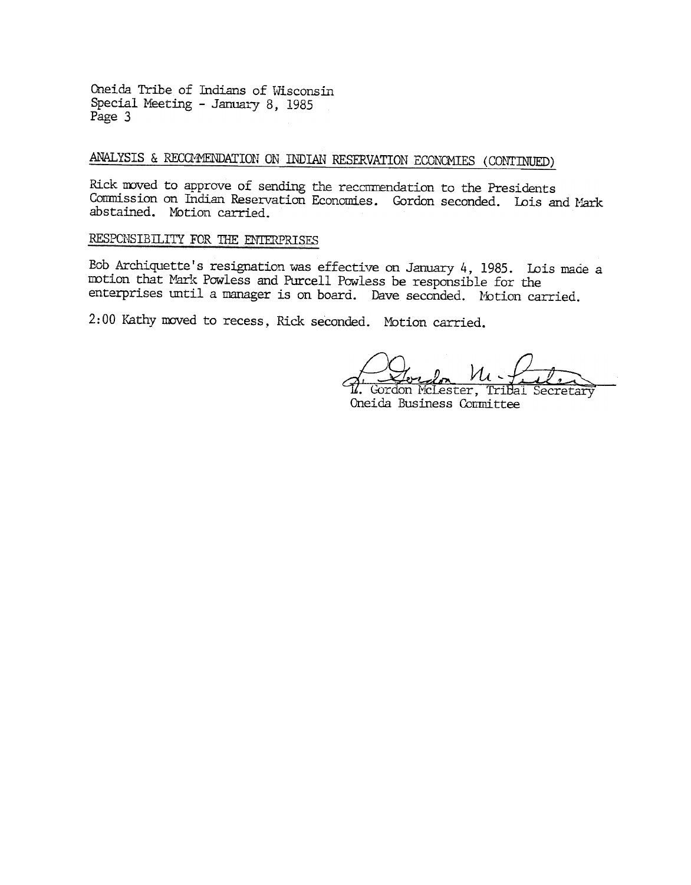Oneida Tribe of Indians of Wisconsin
Special Meeting - January 8, 1985
Page 3

## ANALYSIS & RECOMMENDATION ON INDIAN RESERVATION ECONOMIES (CONTINUED)

Rick moved to approve of sending the recommendation to the Presidents Commission on Indian Reservation Economies. Gordon seconded. Lois and Mark abstained. Motion carried.

## RESPONSIBILITY FOR THE ENTERPRISES

Bob Archiquette's resignation was effective on January 4, 1985. Lois made a motion that Mark Powless and Purcell Powless be responsible for the enterprises until a manager is on board. Dave seconded. Motion carried.

2:00 Kathy moved to recess, Rick seconded. Motion carried.

L. Gordon McLester, Tribal Secretary
Oneida Business Committee